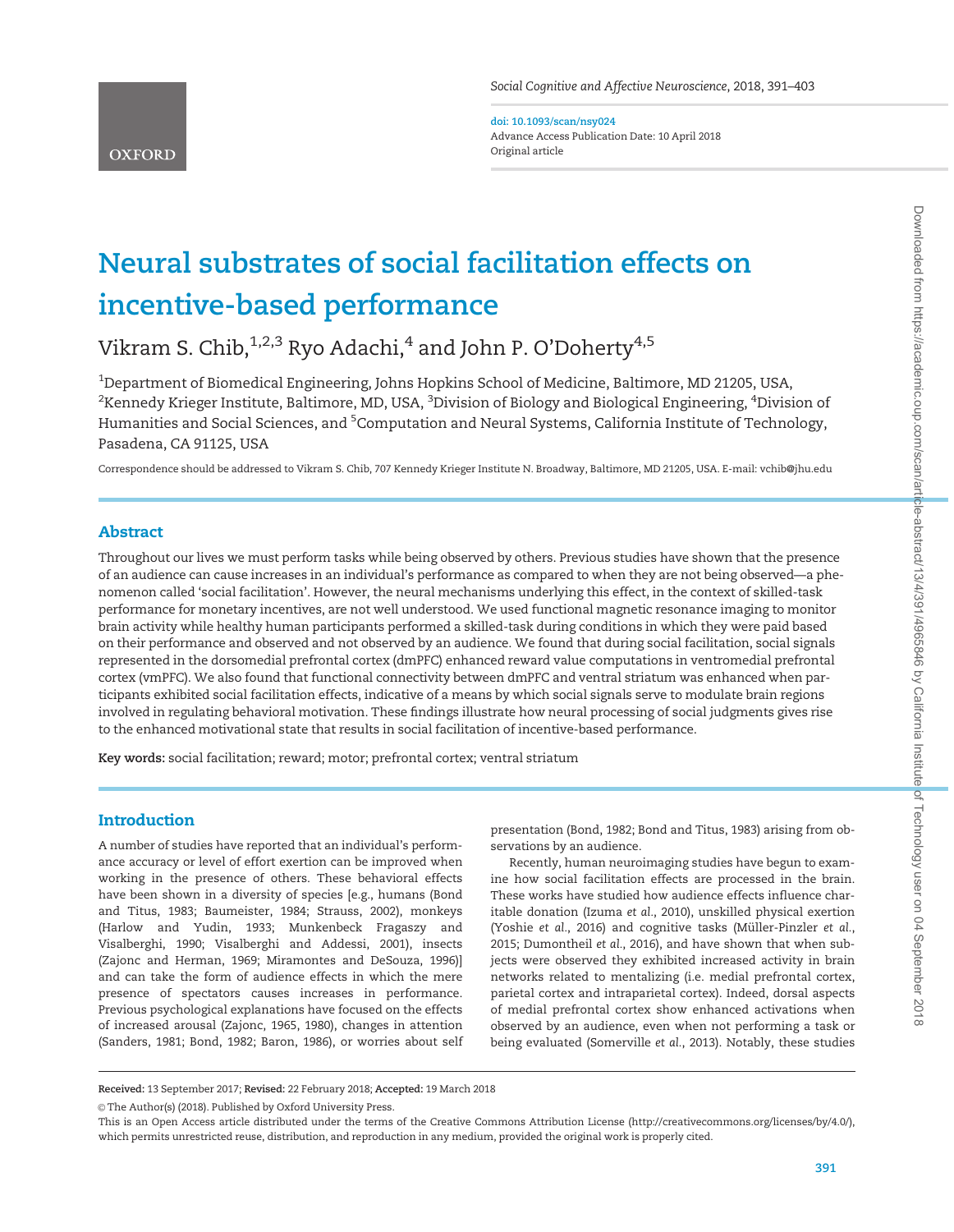# Neural substrates of social facilitation effects on incentive-based performance

Vikram S. Chib,[1,2,3] Ryo Adachi,[4] and John P. O'Doherty[4,5]

[1]Department of Biomedical Engineering, Johns Hopkins School of Medicine, Baltimore, MD 21205, USA, [2]Kennedy Krieger Institute, Baltimore, MD, USA, [3]Division of Biology and Biological Engineering, [4]Division of Humanities and Social Sciences, and [5]Computation and Neural Systems, California Institute of Technology, Pasadena, CA 91125, USA

Correspondence should be addressed to Vikram S. Chib, 707 Kennedy Krieger Institute N. Broadway, Baltimore, MD 21205, USA. E-mail: vchib@jhu.edu

## Abstract

Throughout our lives we must perform tasks while being observed by others. Previous studies have shown that the presence of an audience can cause increases in an individual's performance as compared to when they are not being observed—a phenomenon called 'social facilitation'. However, the neural mechanisms underlying this effect, in the context of skilled-task performance for monetary incentives, are not well understood. We used functional magnetic resonance imaging to monitor brain activity while healthy human participants performed a skilled-task during conditions in which they were paid based on their performance and observed and not observed by an audience. We found that during social facilitation, social signals represented in the dorsomedial prefrontal cortex (dmPFC) enhanced reward value computations in ventromedial prefrontal cortex (vmPFC). We also found that functional connectivity between dmPFC and ventral striatum was enhanced when participants exhibited social facilitation effects, indicative of a means by which social signals serve to modulate brain regions involved in regulating behavioral motivation. These findings illustrate how neural processing of social judgments gives rise to the enhanced motivational state that results in social facilitation of incentive-based performance.

**Key words:** social facilitation; reward; motor; prefrontal cortex; ventral striatum

## Introduction

A number of studies have reported that an individual's performance accuracy or level of effort exertion can be improved when working in the presence of others. These behavioral effects have been shown in a diversity of species [e.g., humans (Bond and Titus, 1983; Baumeister, 1984; Strauss, 2002), monkeys (Harlow and Yudin, 1933; Munkenbeck Fragaszy and Visalberghi, 1990; Visalberghi and Addessi, 2001), insects (Zajonc and Herman, 1969; Miramontes and DeSouza, 1996)] and can take the form of audience effects in which the mere presence of spectators causes increases in performance. Previous psychological explanations have focused on the effects of increased arousal (Zajonc, 1965, 1980), changes in attention (Sanders, 1981; Bond, 1982; Baron, 1986), or worries about self presentation (Bond, 1982; Bond and Titus, 1983) arising from observations by an audience.

Recently, human neuroimaging studies have begun to examine how social facilitation effects are processed in the brain. These works have studied how audience effects influence charitable donation (Izuma *et al.*, 2010), unskilled physical exertion (Yoshie *et al.*, 2016) and cognitive tasks (Müller-Pinzler *et al.*, 2015; Dumontheil *et al.*, 2016), and have shown that when subjects were observed they exhibited increased activity in brain networks related to mentalizing (i.e. medial prefrontal cortex, parietal cortex and intraparietal cortex). Indeed, dorsal aspects of medial prefrontal cortex show enhanced activations when observed by an audience, even when not performing a task or being evaluated (Somerville *et al.*, 2013). Notably, these studies

**Received:** 13 September 2017; **Revised:** 22 February 2018; **Accepted:** 19 March 2018

© The Author(s) (2018). Published by Oxford University Press.

This is an Open Access article distributed under the terms of the Creative Commons Attribution License (http://creativecommons.org/licenses/by/4.0/), which permits unrestricted reuse, distribution, and reproduction in any medium, provided the original work is properly cited.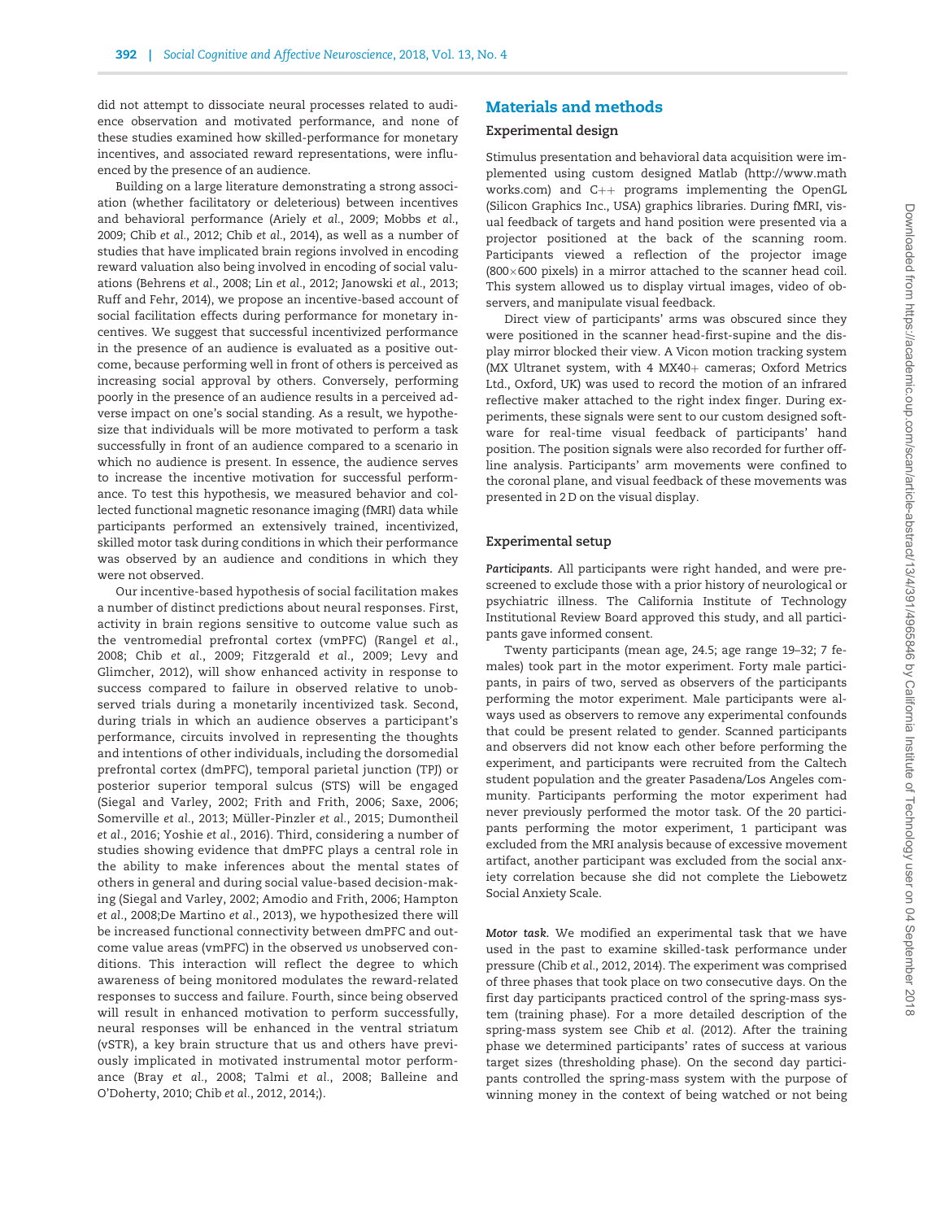did not attempt to dissociate neural processes related to audience observation and motivated performance, and none of these studies examined how skilled-performance for monetary incentives, and associated reward representations, were influenced by the presence of an audience.

Building on a large literature demonstrating a strong association (whether facilitatory or deleterious) between incentives and behavioral performance (Ariely *et al.*, 2009; Mobbs *et al.*, 2009; Chib *et al.*, 2012; Chib *et al.*, 2014), as well as a number of studies that have implicated brain regions involved in encoding reward valuation also being involved in encoding of social valuations (Behrens *et al.*, 2008; Lin *et al.*, 2012; Janowski *et al.*, 2013; Ruff and Fehr, 2014), we propose an incentive-based account of social facilitation effects during performance for monetary incentives. We suggest that successful incentivized performance in the presence of an audience is evaluated as a positive outcome, because performing well in front of others is perceived as increasing social approval by others. Conversely, performing poorly in the presence of an audience results in a perceived adverse impact on one's social standing. As a result, we hypothesize that individuals will be more motivated to perform a task successfully in front of an audience compared to a scenario in which no audience is present. In essence, the audience serves to increase the incentive motivation for successful performance. To test this hypothesis, we measured behavior and collected functional magnetic resonance imaging (fMRI) data while participants performed an extensively trained, incentivized, skilled motor task during conditions in which their performance was observed by an audience and conditions in which they were not observed.

Our incentive-based hypothesis of social facilitation makes a number of distinct predictions about neural responses. First, activity in brain regions sensitive to outcome value such as the ventromedial prefrontal cortex (vmPFC) (Rangel *et al.*, 2008; Chib *et al.*, 2009; Fitzgerald *et al.*, 2009; Levy and Glimcher, 2012), will show enhanced activity in response to success compared to failure in observed relative to unobserved trials during a monetarily incentivized task. Second, during trials in which an audience observes a participant's performance, circuits involved in representing the thoughts and intentions of other individuals, including the dorsomedial prefrontal cortex (dmPFC), temporal parietal junction (TPJ) or posterior superior temporal sulcus (STS) will be engaged (Siegal and Varley, 2002; Frith and Frith, 2006; Saxe, 2006; Somerville *et al.*, 2013; Müller-Pinzler *et al.*, 2015; Dumontheil *et al.*, 2016; Yoshie *et al.*, 2016). Third, considering a number of studies showing evidence that dmPFC plays a central role in the ability to make inferences about the mental states of others in general and during social value-based decision-making (Siegal and Varley, 2002; Amodio and Frith, 2006; Hampton *et al.*, 2008;De Martino *et al.*, 2013), we hypothesized there will be increased functional connectivity between dmPFC and outcome value areas (vmPFC) in the observed *vs* unobserved conditions. This interaction will reflect the degree to which awareness of being monitored modulates the reward-related responses to success and failure. Fourth, since being observed will result in enhanced motivation to perform successfully, neural responses will be enhanced in the ventral striatum (vSTR), a key brain structure that us and others have previously implicated in motivated instrumental motor performance (Bray *et al.*, 2008; Talmi *et al.*, 2008; Balleine and O'Doherty, 2010; Chib *et al.*, 2012, 2014;).

## Materials and methods

### Experimental design

Stimulus presentation and behavioral data acquisition were implemented using custom designed Matlab (http://www.mathworks.com) and C++ programs implementing the OpenGL (Silicon Graphics Inc., USA) graphics libraries. During fMRI, visual feedback of targets and hand position were presented via a projector positioned at the back of the scanning room. Participants viewed a reflection of the projector image (800×600 pixels) in a mirror attached to the scanner head coil. This system allowed us to display virtual images, video of observers, and manipulate visual feedback.

Direct view of participants' arms was obscured since they were positioned in the scanner head-first-supine and the display mirror blocked their view. A Vicon motion tracking system (MX Ultranet system, with 4 MX40+ cameras; Oxford Metrics Ltd., Oxford, UK) was used to record the motion of an infrared reflective maker attached to the right index finger. During experiments, these signals were sent to our custom designed software for real-time visual feedback of participants' hand position. The position signals were also recorded for further offline analysis. Participants' arm movements were confined to the coronal plane, and visual feedback of these movements was presented in 2 D on the visual display.

### Experimental setup

***Participants.*** All participants were right handed, and were prescreened to exclude those with a prior history of neurological or psychiatric illness. The California Institute of Technology Institutional Review Board approved this study, and all participants gave informed consent.

Twenty participants (mean age, 24.5; age range 19–32; 7 females) took part in the motor experiment. Forty male participants, in pairs of two, served as observers of the participants performing the motor experiment. Male participants were always used as observers to remove any experimental confounds that could be present related to gender. Scanned participants and observers did not know each other before performing the experiment, and participants were recruited from the Caltech student population and the greater Pasadena/Los Angeles community. Participants performing the motor experiment had never previously performed the motor task. Of the 20 participants performing the motor experiment, 1 participant was excluded from the MRI analysis because of excessive movement artifact, another participant was excluded from the social anxiety correlation because she did not complete the Liebowetz Social Anxiety Scale.

***Motor task.*** We modified an experimental task that we have used in the past to examine skilled-task performance under pressure (Chib *et al.*, 2012, 2014). The experiment was comprised of three phases that took place on two consecutive days. On the first day participants practiced control of the spring-mass system (training phase). For a more detailed description of the spring-mass system see Chib *et al.* (2012). After the training phase we determined participants' rates of success at various target sizes (thresholding phase). On the second day participants controlled the spring-mass system with the purpose of winning money in the context of being watched or not being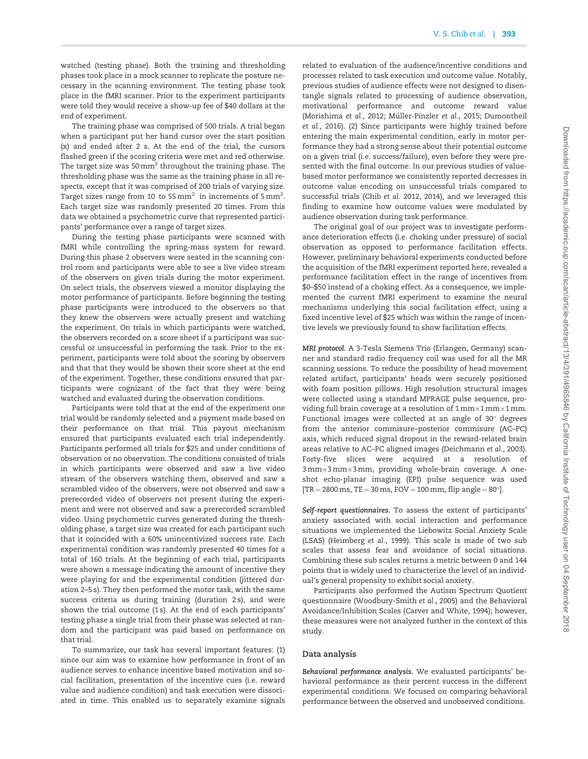watched (testing phase). Both the training and thresholding phases took place in a mock scanner to replicate the posture necessary in the scanning environment. The testing phase took place in the fMRI scanner. Prior to the experiment participants were told they would receive a show-up fee of $40 dollars at the end of experiment.

The training phase was comprised of 500 trials. A trial began when a participant put her hand cursor over the start position (x) and ended after 2 s. At the end of the trial, the cursors flashed green if the scoring criteria were met and red otherwise. The target size was 50 $\text{mm}^2$ throughout the training phase. The thresholding phase was the same as the training phase in all respects, except that it was comprised of 200 trials of varying size. Target sizes range from 10 to 55 $\text{mm}^2$ in increments of 5 $\text{mm}^2$. Each target size was randomly presented 20 times. From this data we obtained a psychometric curve that represented participants' performance over a range of target sizes.

During the testing phase participants were scanned with fMRI while controlling the spring-mass system for reward. During this phase 2 observers were seated in the scanning control room and participants were able to see a live video stream of the observers on given trials during the motor experiment. On select trials, the observers viewed a monitor displaying the motor performance of participants. Before beginning the testing phase participants were introduced to the observers so that they knew the observers were actually present and watching the experiment. On trials in which participants were watched, the observers recorded on a score sheet if a participant was successful or unsuccessful in performing the task. Prior to the experiment, participants were told about the scoring by observers and that that they would be shown their score sheet at the end of the experiment. Together, these conditions ensured that participants were cognizant of the fact that they were being watched and evaluated during the observation conditions.

Participants were told that at the end of the experiment one trial would be randomly selected and a payment made based on their performance on that trial. This payout mechanism ensured that participants evaluated each trial independently. Participants performed all trials for $25 and under conditions of observation or no observation. The conditions consisted of trials in which participants were observed and saw a live video stream of the observers watching them, observed and saw a scrambled video of the observers, were not observed and saw a prerecorded video of observers not present during the experiment and were not observed and saw a prerecorded scrambled video. Using psychometric curves generated during the thresholding phase, a target size was created for each participant such that it coincided with a 60% unincentivized success rate. Each experimental condition was randomly presented 40 times for a total of 160 trials. At the beginning of each trial, participants were shown a message indicating the amount of incentive they were playing for and the experimental condition (jittered duration 2–5 s). They then performed the motor task, with the same success criteria as during training (duration 2 s), and were shown the trial outcome (1 s). At the end of each participants' testing phase a single trial from their phase was selected at random and the participant was paid based on performance on that trial.

To summarize, our task has several important features: (1) since our aim was to examine how performance in front of an audience serves to enhance incentive based motivation and social facilitation, presentation of the incentive cues (i.e. reward value and audience condition) and task execution were dissociated in time. This enabled us to separately examine signals related to evaluation of the audience/incentive conditions and processes related to task execution and outcome value. Notably, previous studies of audience effects were not designed to disentangle signals related to processing of audience observation, motivational performance and outcome reward value (Morishima *et al.*, 2012; Müller-Pinzler *et al.*, 2015; Dumontheil *et al.*, 2016). (2) Since participants were highly trained before entering the main experimental condition, early in motor performance they had a strong sense about their potential outcome on a given trial (i.e. success/failure), even before they were presented with the final outcome. In our previous studies of value-based motor performance we consistently reported decreases in outcome value encoding on unsuccessful trials compared to successful trials (Chib *et al.* 2012, 2014), and we leveraged this finding to examine how outcome values were modulated by audience observation during task performance.

The original goal of our project was to investigate performance deterioration effects (i.e. choking under pressure) of social observation as opposed to performance facilitation effects. However, preliminary behavioral experiments conducted before the acquisition of the fMRI experiment reported here, revealed a performance facilitation effect in the range of incentives from $0–$50 instead of a choking effect. As a consequence, we implemented the current fMRI experiment to examine the neural mechanisms underlying this social facilitation effect, using a fixed incentive level of $25 which was within the range of incentive levels we previously found to show facilitation effects.

***MRI protocol.*** A 3-Tesla Siemens Trio (Erlangen, Germany) scanner and standard radio frequency coil was used for all the MR scanning sessions. To reduce the possibility of head movement related artifact, participants' heads were securely positioned with foam position pillows. High resolution structural images were collected using a standard MPRAGE pulse sequence, providing full brain coverage at a resolution of $1\,\text{mm}\times1\,\text{mm}\times1\,\text{mm}$. Functional images were collected at an angle of 30° degrees from the anterior commissure–posterior commissure (AC–PC) axis, which reduced signal dropout in the reward-related brain areas relative to AC–PC aligned images (Deichmann *et al.*, 2003). Forty-five slices were acquired at a resolution of $3\,\text{mm}\times3\,\text{mm}\times3\,\text{mm}$, providing whole-brain coverage. A one-shot echo-planar imaging (EPI) pulse sequence was used [TR = 2800 ms, TE = 30 ms, FOV = 100 mm, flip angle = 80°].

***Self-report questionnaires.*** To assess the extent of participants' anxiety associated with social interaction and performance situations we implemented the Liebowitz Social Anxiety Scale (LSAS) (Heimberg *et al.*, 1999). This scale is made of two sub scales that assess fear and avoidance of social situations. Combining these sub scales returns a metric between 0 and 144 points that is widely used to characterize the level of an individual's general propensity to exhibit social anxiety.

Participants also performed the Autism Spectrum Quotient questionnaire (Woodbury-Smith *et al.*, 2005) and the Behavioral Avoidance/Inhibition Scales (Carver and White, 1994); however, these measures were not analyzed further in the context of this study.

## Data analysis

***Behavioral performance analysis.*** We evaluated participants' behavioral performance as their percent success in the different experimental conditions. We focused on comparing behavioral performance between the observed and unobserved conditions.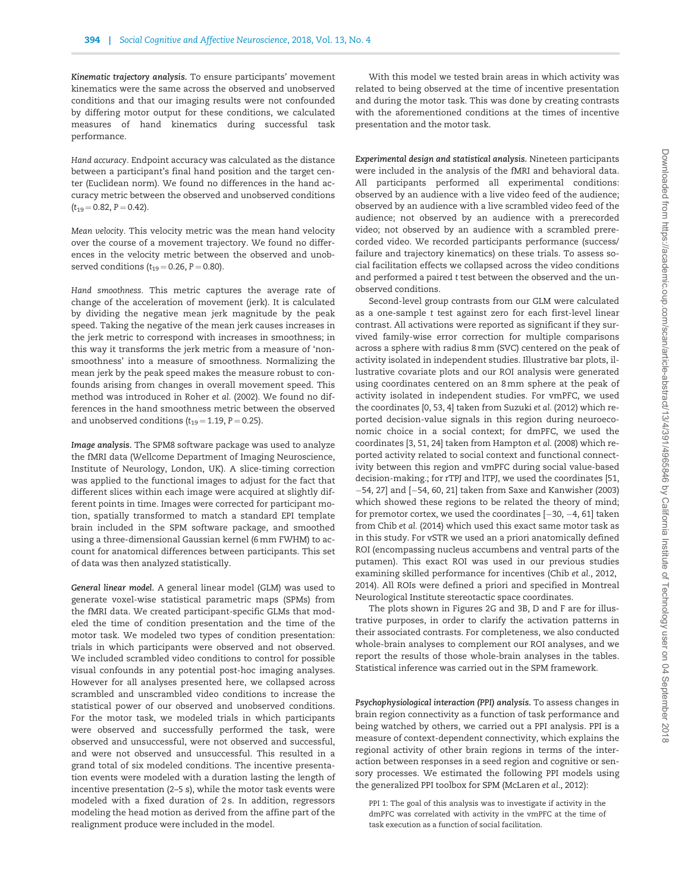***Kinematic trajectory analysis.*** To ensure participants' movement kinematics were the same across the observed and unobserved conditions and that our imaging results were not confounded by differing motor output for these conditions, we calculated measures of hand kinematics during successful task performance.

*Hand accuracy*. Endpoint accuracy was calculated as the distance between a participant's final hand position and the target center (Euclidean norm). We found no differences in the hand accuracy metric between the observed and unobserved conditions ($t_{19} = 0.82$, $P = 0.42$).

*Mean velocity*. This velocity metric was the mean hand velocity over the course of a movement trajectory. We found no differences in the velocity metric between the observed and unobserved conditions ($t_{19} = 0.26$, $P = 0.80$).

*Hand smoothness*. This metric captures the average rate of change of the acceleration of movement (jerk). It is calculated by dividing the negative mean jerk magnitude by the peak speed. Taking the negative of the mean jerk causes increases in the jerk metric to correspond with increases in smoothness; in this way it transforms the jerk metric from a measure of 'non-smoothness' into a measure of smoothness. Normalizing the mean jerk by the peak speed makes the measure robust to confounds arising from changes in overall movement speed. This method was introduced in Roher *et al.* (2002). We found no differences in the hand smoothness metric between the observed and unobserved conditions ($t_{19} = 1.19$, $P = 0.25$).

***Image analysis.*** The SPM8 software package was used to analyze the fMRI data (Wellcome Department of Imaging Neuroscience, Institute of Neurology, London, UK). A slice-timing correction was applied to the functional images to adjust for the fact that different slices within each image were acquired at slightly different points in time. Images were corrected for participant motion, spatially transformed to match a standard EPI template brain included in the SPM software package, and smoothed using a three-dimensional Gaussian kernel (6 mm FWHM) to account for anatomical differences between participants. This set of data was then analyzed statistically.

***General linear model.*** A general linear model (GLM) was used to generate voxel-wise statistical parametric maps (SPMs) from the fMRI data. We created participant-specific GLMs that modeled the time of condition presentation and the time of the motor task. We modeled two types of condition presentation: trials in which participants were observed and not observed. We included scrambled video conditions to control for possible visual confounds in any potential post-hoc imaging analyses. However for all analyses presented here, we collapsed across scrambled and unscrambled video conditions to increase the statistical power of our observed and unobserved conditions. For the motor task, we modeled trials in which participants were observed and successfully performed the task, were observed and unsuccessful, were not observed and successful, and were not observed and unsuccessful. This resulted in a grand total of six modeled conditions. The incentive presentation events were modeled with a duration lasting the length of incentive presentation (2–5 s), while the motor task events were modeled with a fixed duration of 2 s. In addition, regressors modeling the head motion as derived from the affine part of the realignment produce were included in the model.

With this model we tested brain areas in which activity was related to being observed at the time of incentive presentation and during the motor task. This was done by creating contrasts with the aforementioned conditions at the times of incentive presentation and the motor task.

***Experimental design and statistical analysis.*** Nineteen participants were included in the analysis of the fMRI and behavioral data. All participants performed all experimental conditions: observed by an audience with a live video feed of the audience; observed by an audience with a live scrambled video feed of the audience; not observed by an audience with a prerecorded video; not observed by an audience with a scrambled prerecorded video. We recorded participants performance (success/failure and trajectory kinematics) on these trials. To assess social facilitation effects we collapsed across the video conditions and performed a paired *t* test between the observed and the unobserved conditions.

Second-level group contrasts from our GLM were calculated as a one-sample *t* test against zero for each first-level linear contrast. All activations were reported as significant if they survived family-wise error correction for multiple comparisons across a sphere with radius 8 mm (SVC) centered on the peak of activity isolated in independent studies. Illustrative bar plots, illustrative covariate plots and our ROI analysis were generated using coordinates centered on an 8 mm sphere at the peak of activity isolated in independent studies. For vmPFC, we used the coordinates [0, 53, 4] taken from Suzuki *et al.* (2012) which reported decision-value signals in this region during neuroeconomic choice in a social context; for dmPFC, we used the coordinates [3, 51, 24] taken from Hampton *et al.* (2008) which reported activity related to social context and functional connectivity between this region and vmPFC during social value-based decision-making.; for rTPJ and lTPJ, we used the coordinates [51, −54, 27] and [−54, 60, 21] taken from Saxe and Kanwisher (2003) which showed these regions to be related the theory of mind; for premotor cortex, we used the coordinates [−30, −4, 61] taken from Chib *et al.* (2014) which used this exact same motor task as in this study. For vSTR we used an a priori anatomically defined ROI (encompassing nucleus accumbens and ventral parts of the putamen). This exact ROI was used in our previous studies examining skilled performance for incentives (Chib *et al.*, 2012, 2014). All ROIs were defined a priori and specified in Montreal Neurological Institute stereotactic space coordinates.

The plots shown in Figures 2G and 3B, D and F are for illustrative purposes, in order to clarify the activation patterns in their associated contrasts. For completeness, we also conducted whole-brain analyses to complement our ROI analyses, and we report the results of those whole-brain analyses in the tables. Statistical inference was carried out in the SPM framework.

***Psychophysiological interaction (PPI) analysis.*** To assess changes in brain region connectivity as a function of task performance and being watched by others, we carried out a PPI analysis. PPI is a measure of context-dependent connectivity, which explains the regional activity of other brain regions in terms of the interaction between responses in a seed region and cognitive or sensory processes. We estimated the following PPI models using the generalized PPI toolbox for SPM (McLaren *et al.*, 2012):

PPI 1: The goal of this analysis was to investigate if activity in the dmPFC was correlated with activity in the vmPFC at the time of task execution as a function of social facilitation.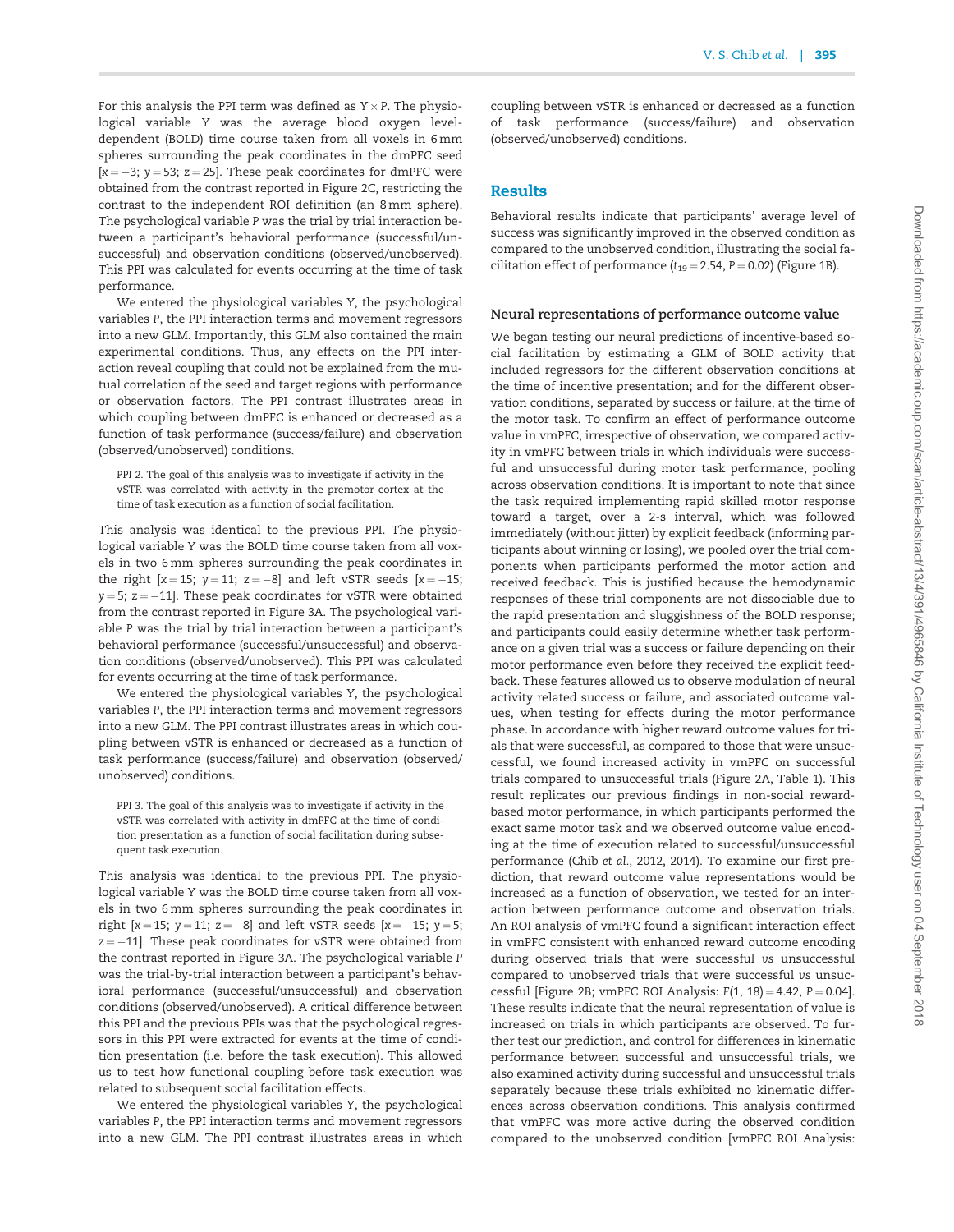For this analysis the PPI term was defined as $Y \times P$. The physiological variable Y was the average blood oxygen level-dependent (BOLD) time course taken from all voxels in 6 mm spheres surrounding the peak coordinates in the dmPFC seed [$x = -3$; $y = 53$; $z = 25$]. These peak coordinates for dmPFC were obtained from the contrast reported in Figure 2C, restricting the contrast to the independent ROI definition (an 8 mm sphere). The psychological variable P was the trial by trial interaction between a participant's behavioral performance (successful/unsuccessful) and observation conditions (observed/unobserved). This PPI was calculated for events occurring at the time of task performance.

We entered the physiological variables Y, the psychological variables P, the PPI interaction terms and movement regressors into a new GLM. Importantly, this GLM also contained the main experimental conditions. Thus, any effects on the PPI interaction reveal coupling that could not be explained from the mutual correlation of the seed and target regions with performance or observation factors. The PPI contrast illustrates areas in which coupling between dmPFC is enhanced or decreased as a function of task performance (success/failure) and observation (observed/unobserved) conditions.

> PPI 2. The goal of this analysis was to investigate if activity in the vSTR was correlated with activity in the premotor cortex at the time of task execution as a function of social facilitation.

This analysis was identical to the previous PPI. The physiological variable Y was the BOLD time course taken from all voxels in two 6 mm spheres surrounding the peak coordinates in the right [$x = 15$; $y = 11$; $z = -8$] and left vSTR seeds [$x = -15$; $y = 5$; $z = -11$]. These peak coordinates for vSTR were obtained from the contrast reported in Figure 3A. The psychological variable P was the trial by trial interaction between a participant's behavioral performance (successful/unsuccessful) and observation conditions (observed/unobserved). This PPI was calculated for events occurring at the time of task performance.

We entered the physiological variables Y, the psychological variables P, the PPI interaction terms and movement regressors into a new GLM. The PPI contrast illustrates areas in which coupling between vSTR is enhanced or decreased as a function of task performance (success/failure) and observation (observed/unobserved) conditions.

> PPI 3. The goal of this analysis was to investigate if activity in the vSTR was correlated with activity in dmPFC at the time of condition presentation as a function of social facilitation during subsequent task execution.

This analysis was identical to the previous PPI. The physiological variable Y was the BOLD time course taken from all voxels in two 6 mm spheres surrounding the peak coordinates in right [$x = 15$; $y = 11$; $z = -8$] and left vSTR seeds [$x = -15$; $y = 5$; $z = -11$]. These peak coordinates for vSTR were obtained from the contrast reported in Figure 3A. The psychological variable P was the trial-by-trial interaction between a participant's behavioral performance (successful/unsuccessful) and observation conditions (observed/unobserved). A critical difference between this PPI and the previous PPIs was that the psychological regressors in this PPI were extracted for events at the time of condition presentation (i.e. before the task execution). This allowed us to test how functional coupling before task execution was related to subsequent social facilitation effects.

We entered the physiological variables Y, the psychological variables P, the PPI interaction terms and movement regressors into a new GLM. The PPI contrast illustrates areas in which coupling between vSTR is enhanced or decreased as a function of task performance (success/failure) and observation (observed/unobserved) conditions.

## Results

Behavioral results indicate that participants' average level of success was significantly improved in the observed condition as compared to the unobserved condition, illustrating the social facilitation effect of performance ($t_{19} = 2.54$, $P = 0.02$) (Figure 1B).

### Neural representations of performance outcome value

We began testing our neural predictions of incentive-based social facilitation by estimating a GLM of BOLD activity that included regressors for the different observation conditions at the time of incentive presentation; and for the different observation conditions, separated by success or failure, at the time of the motor task. To confirm an effect of performance outcome value in vmPFC, irrespective of observation, we compared activity in vmPFC between trials in which individuals were successful and unsuccessful during motor task performance, pooling across observation conditions. It is important to note that since the task required implementing rapid skilled motor response toward a target, over a 2-s interval, which was followed immediately (without jitter) by explicit feedback (informing participants about winning or losing), we pooled over the trial components when participants performed the motor action and received feedback. This is justified because the hemodynamic responses of these trial components are not dissociable due to the rapid presentation and sluggishness of the BOLD response; and participants could easily determine whether task performance on a given trial was a success or failure depending on their motor performance even before they received the explicit feedback. These features allowed us to observe modulation of neural activity related success or failure, and associated outcome values, when testing for effects during the motor performance phase. In accordance with higher reward outcome values for trials that were successful, as compared to those that were unsuccessful, we found increased activity in vmPFC on successful trials compared to unsuccessful trials (Figure 2A, Table 1). This result replicates our previous findings in non-social reward-based motor performance, in which participants performed the exact same motor task and we observed outcome value encoding at the time of execution related to successful/unsuccessful performance (Chib *et al.*, 2012, 2014). To examine our first prediction, that reward outcome value representations would be increased as a function of observation, we tested for an interaction between performance outcome and observation trials. An ROI analysis of vmPFC found a significant interaction effect in vmPFC consistent with enhanced reward outcome encoding during observed trials that were successful *vs* unsuccessful compared to unobserved trials that were successful *vs* unsuccessful [Figure 2B; vmPFC ROI Analysis: $F(1, 18) = 4.42$, $P = 0.04$]. These results indicate that the neural representation of value is increased on trials in which participants are observed. To further test our prediction, and control for differences in kinematic performance between successful and unsuccessful trials, we also examined activity during successful and unsuccessful trials separately because these trials exhibited no kinematic differences across observation conditions. This analysis confirmed that vmPFC was more active during the observed condition compared to the unobserved condition [vmPFC ROI Analysis: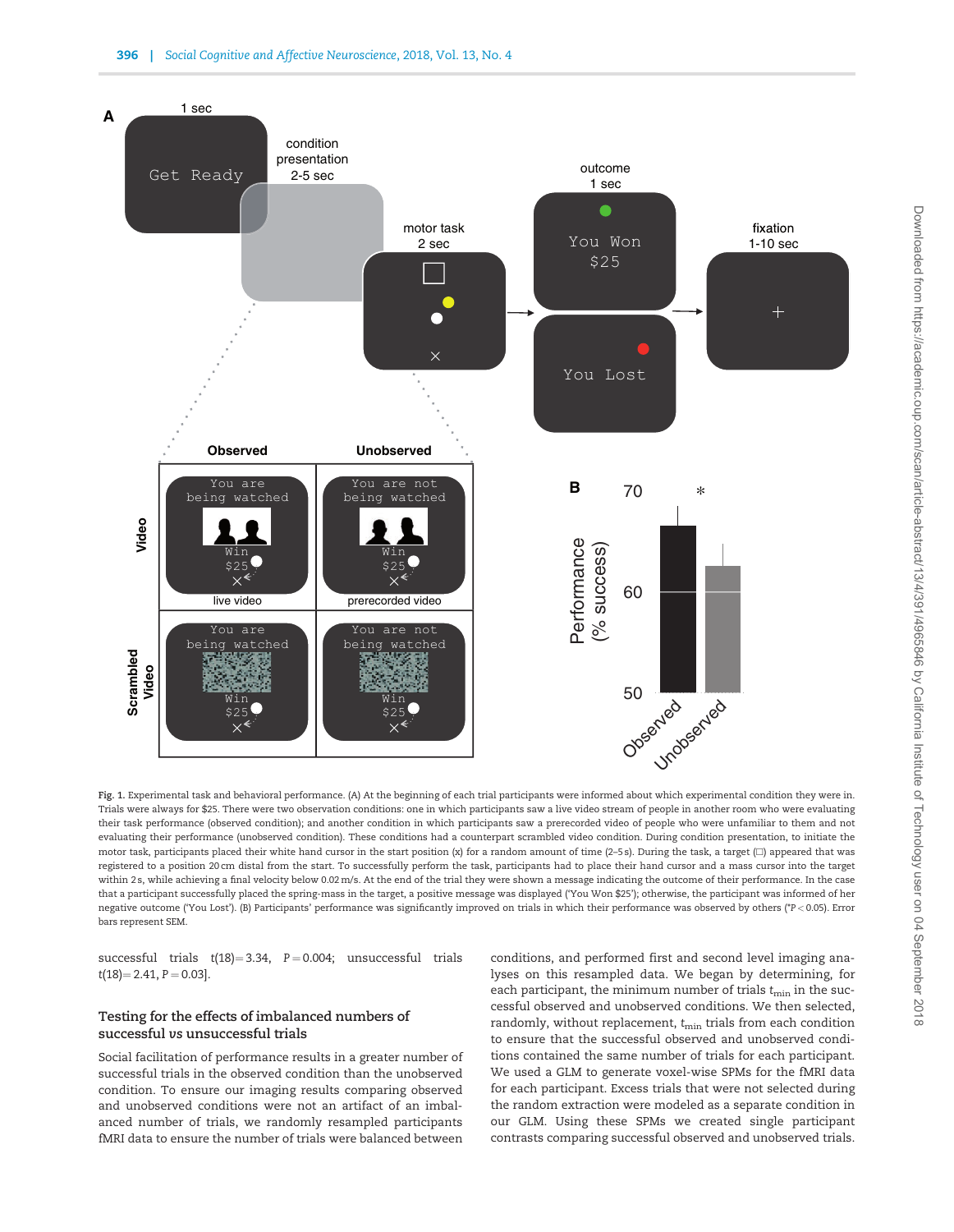Fig. 1. Experimental task and behavioral performance. (A) At the beginning of each trial participants were informed about which experimental condition they were in. Trials were always for $25. There were two observation conditions: one in which participants saw a live video stream of people in another room who were evaluating their task performance (observed condition); and another condition in which participants saw a prerecorded video of people who were unfamiliar to them and not evaluating their performance (unobserved condition). These conditions had a counterpart scrambled video condition. During condition presentation, to initiate the motor task, participants placed their white hand cursor in the start position (x) for a random amount of time (2–5 s). During the task, a target (□) appeared that was registered to a position 20 cm distal from the start. To successfully perform the task, participants had to place their hand cursor and a mass cursor into the target within 2 s, while achieving a final velocity below 0.02 m/s. At the end of the trial they were shown a message indicating the outcome of their performance. In the case that a participant successfully placed the spring-mass in the target, a positive message was displayed ('You Won $25'); otherwise, the participant was informed of her negative outcome ('You Lost'). (B) Participants' performance was significantly improved on trials in which their performance was observed by others (*$P < 0.05$). Error bars represent SEM.

successful trials $t(18) = 3.34$, $P = 0.004$; unsuccessful trials $t(18) = 2.41$, $P = 0.03$].

## Testing for the effects of imbalanced numbers of successful *vs* unsuccessful trials

Social facilitation of performance results in a greater number of successful trials in the observed condition than the unobserved condition. To ensure our imaging results comparing observed and unobserved conditions were not an artifact of an imbalanced number of trials, we randomly resampled participants fMRI data to ensure the number of trials were balanced between conditions, and performed first and second level imaging analyses on this resampled data. We began by determining, for each participant, the minimum number of trials $t_{min}$ in the successful observed and unobserved conditions. We then selected, randomly, without replacement, $t_{min}$ trials from each condition to ensure that the successful observed and unobserved conditions contained the same number of trials for each participant. We used a GLM to generate voxel-wise SPMs for the fMRI data for each participant. Excess trials that were not selected during the random extraction were modeled as a separate condition in our GLM. Using these SPMs we created single participant contrasts comparing successful observed and unobserved trials.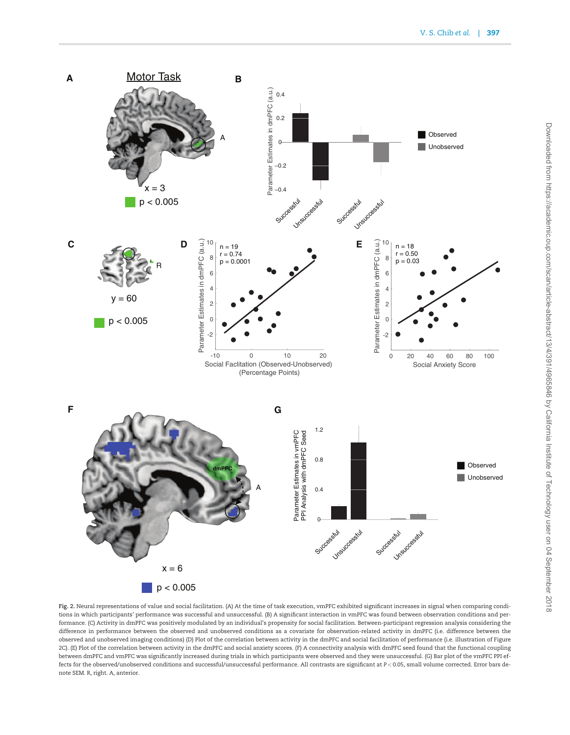Fig. 2. Neural representations of value and social facilitation. (A) At the time of task execution, vmPFC exhibited significant increases in signal when comparing conditions in which participants' performance was successful and unsuccessful. (B) A significant interaction in vmPFC was found between observation conditions and performance. (C) Activity in dmPFC was positively modulated by an individual's propensity for social facilitation. Between-participant regression analysis considering the difference in performance between the observed and unobserved conditions as a covariate for observation-related activity in dmPFC (i.e. difference between the observed and unobserved imaging conditions) (D) Plot of the correlation between activity in the dmPFC and social facilitation of performance (i.e. illustration of Figure 2C). (E) Plot of the correlation between activity in the dmPFC and social anxiety scores. (F) A connectivity analysis with dmPFC seed found that the functional coupling between dmPFC and vmPFC was significantly increased during trials in which participants were observed and they were unsuccessful. (G) Bar plot of the vmPFC PPI effects for the observed/unobserved conditions and successful/unsuccessful performance. All contrasts are significant at $P < 0.05$, small volume corrected. Error bars denote SEM. R, right. A, anterior.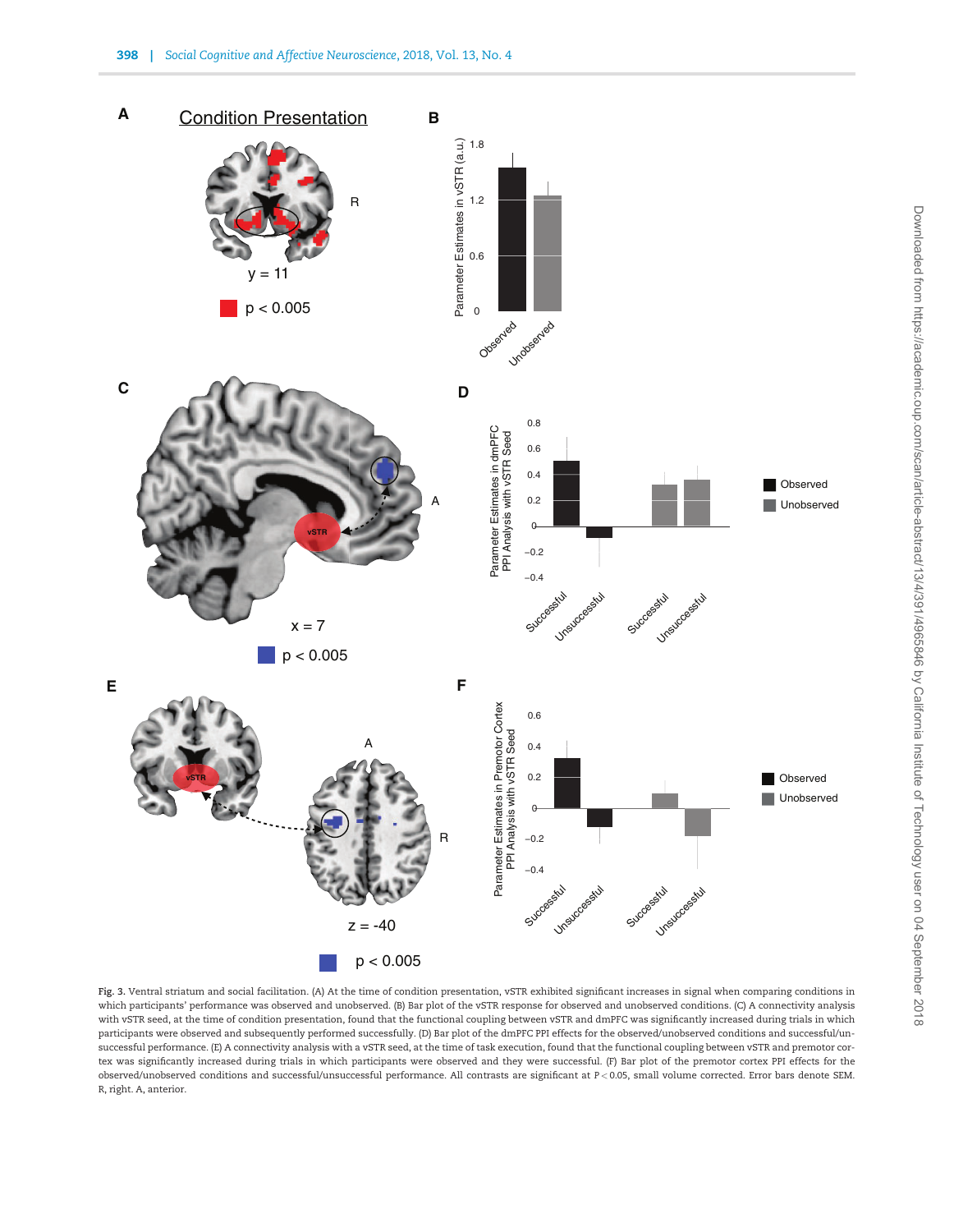Fig. 3. Ventral striatum and social facilitation. (A) At the time of condition presentation, vSTR exhibited significant increases in signal when comparing conditions in which participants' performance was observed and unobserved. (B) Bar plot of the vSTR response for observed and unobserved conditions. (C) A connectivity analysis with vSTR seed, at the time of condition presentation, found that the functional coupling between vSTR and dmPFC was significantly increased during trials in which participants were observed and subsequently performed successfully. (D) Bar plot of the dmPFC PPI effects for the observed/unobserved conditions and successful/unsuccessful performance. (E) A connectivity analysis with a vSTR seed, at the time of task execution, found that the functional coupling between vSTR and premotor cortex was significantly increased during trials in which participants were observed and they were successful. (F) Bar plot of the premotor cortex PPI effects for the observed/unobserved conditions and successful/unsuccessful performance. All contrasts are significant at $P < 0.05$, small volume corrected. Error bars denote SEM. R, right. A, anterior.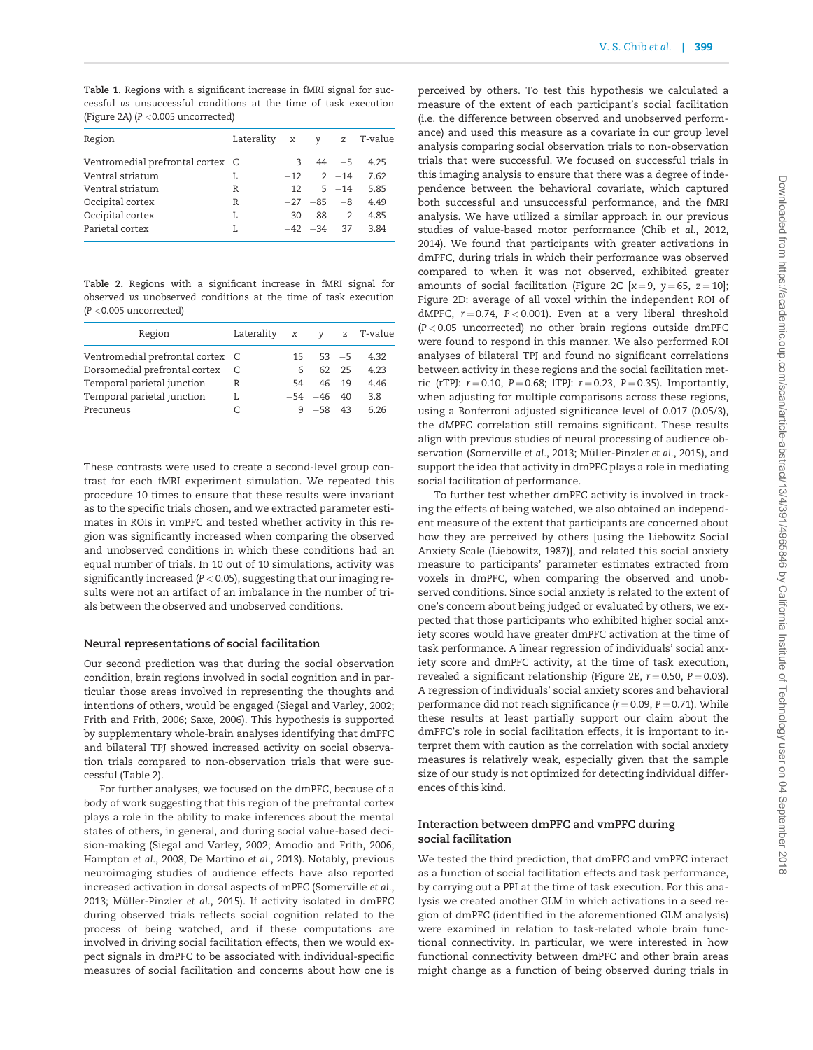**Table 1.** Regions with a significant increase in fMRI signal for successful *vs* unsuccessful conditions at the time of task execution (Figure 2A) ($P$ <0.005 uncorrected)

| Region | Laterality | x | y | z | T-value |
|---|---|---|---|---|---|
| Ventromedial prefrontal cortex | C | 3 | 44 | −5 | 4.25 |
| Ventral striatum | L | −12 | 2 | −14 | 7.62 |
| Ventral striatum | R | 12 | 5 | −14 | 5.85 |
| Occipital cortex | R | −27 | −85 | −8 | 4.49 |
| Occipital cortex | L | 30 | −88 | −2 | 4.85 |
| Parietal cortex | L | −42 | −34 | 37 | 3.84 |

**Table 2.** Regions with a significant increase in fMRI signal for observed *vs* unobserved conditions at the time of task execution ($P$ <0.005 uncorrected)

| Region | Laterality | x | y | z | T-value |
|---|---|---|---|---|---|
| Ventromedial prefrontal cortex | C | 15 | 53 | −5 | 4.32 |
| Dorsomedial prefrontal cortex | C | 6 | 62 | 25 | 4.23 |
| Temporal parietal junction | R | 54 | −46 | 19 | 4.46 |
| Temporal parietal junction | L | −54 | −46 | 40 | 3.8 |
| Precuneus | C | 9 | −58 | 43 | 6.26 |

These contrasts were used to create a second-level group contrast for each fMRI experiment simulation. We repeated this procedure 10 times to ensure that these results were invariant as to the specific trials chosen, and we extracted parameter estimates in ROIs in vmPFC and tested whether activity in this region was significantly increased when comparing the observed and unobserved conditions in which these conditions had an equal number of trials. In 10 out of 10 simulations, activity was significantly increased ($P < 0.05$), suggesting that our imaging results were not an artifact of an imbalance in the number of trials between the observed and unobserved conditions.

### Neural representations of social facilitation

Our second prediction was that during the social observation condition, brain regions involved in social cognition and in particular those areas involved in representing the thoughts and intentions of others, would be engaged (Siegal and Varley, 2002; Frith and Frith, 2006; Saxe, 2006). This hypothesis is supported by supplementary whole-brain analyses identifying that dmPFC and bilateral TPJ showed increased activity on social observation trials compared to non-observation trials that were successful (Table 2).

For further analyses, we focused on the dmPFC, because of a body of work suggesting that this region of the prefrontal cortex plays a role in the ability to make inferences about the mental states of others, in general, and during social value-based decision-making (Siegal and Varley, 2002; Amodio and Frith, 2006; Hampton *et al.*, 2008; De Martino *et al.*, 2013). Notably, previous neuroimaging studies of audience effects have also reported increased activation in dorsal aspects of mPFC (Somerville *et al.*, 2013; Müller-Pinzler *et al.*, 2015). If activity isolated in dmPFC during observed trials reflects social cognition related to the process of being watched, and if these computations are involved in driving social facilitation effects, then we would expect signals in dmPFC to be associated with individual-specific measures of social facilitation and concerns about how one is perceived by others. To test this hypothesis we calculated a measure of the extent of each participant's social facilitation (i.e. the difference between observed and unobserved performance) and used this measure as a covariate in our group level analysis comparing social observation trials to non-observation trials that were successful. We focused on successful trials in this imaging analysis to ensure that there was a degree of independence between the behavioral covariate, which captured both successful and unsuccessful performance, and the fMRI analysis. We have utilized a similar approach in our previous studies of value-based motor performance (Chib *et al.*, 2012, 2014). We found that participants with greater activations in dmPFC, during trials in which their performance was observed compared to when it was not observed, exhibited greater amounts of social facilitation (Figure 2C [$x = 9$, $y = 65$, $z = 10$]; Figure 2D: average of all voxel within the independent ROI of dMPFC, $r = 0.74$, $P < 0.001$). Even at a very liberal threshold ($P < 0.05$ uncorrected) no other brain regions outside dmPFC were found to respond in this manner. We also performed ROI analyses of bilateral TPJ and found no significant correlations between activity in these regions and the social facilitation metric (rTPJ: $r = 0.10$, $P = 0.68$; lTPJ: $r = 0.23$, $P = 0.35$). Importantly, when adjusting for multiple comparisons across these regions, using a Bonferroni adjusted significance level of 0.017 (0.05/3), the dMPFC correlation still remains significant. These results align with previous studies of neural processing of audience observation (Somerville *et al.*, 2013; Müller-Pinzler *et al.*, 2015), and support the idea that activity in dmPFC plays a role in mediating social facilitation of performance.

To further test whether dmPFC activity is involved in tracking the effects of being watched, we also obtained an independent measure of the extent that participants are concerned about how they are perceived by others [using the Liebowitz Social Anxiety Scale (Liebowitz, 1987)], and related this social anxiety measure to participants' parameter estimates extracted from voxels in dmPFC, when comparing the observed and unobserved conditions. Since social anxiety is related to the extent of one's concern about being judged or evaluated by others, we expected that those participants who exhibited higher social anxiety scores would have greater dmPFC activation at the time of task performance. A linear regression of individuals' social anxiety score and dmPFC activity, at the time of task execution, revealed a significant relationship (Figure 2E, $r = 0.50$, $P = 0.03$). A regression of individuals' social anxiety scores and behavioral performance did not reach significance ($r = 0.09$, $P = 0.71$). While these results at least partially support our claim about the dmPFC's role in social facilitation effects, it is important to interpret them with caution as the correlation with social anxiety measures is relatively weak, especially given that the sample size of our study is not optimized for detecting individual differences of this kind.

### Interaction between dmPFC and vmPFC during social facilitation

We tested the third prediction, that dmPFC and vmPFC interact as a function of social facilitation effects and task performance, by carrying out a PPI at the time of task execution. For this analysis we created another GLM in which activations in a seed region of dmPFC (identified in the aforementioned GLM analysis) were examined in relation to task-related whole brain functional connectivity. In particular, we were interested in how functional connectivity between dmPFC and other brain areas might change as a function of being observed during trials in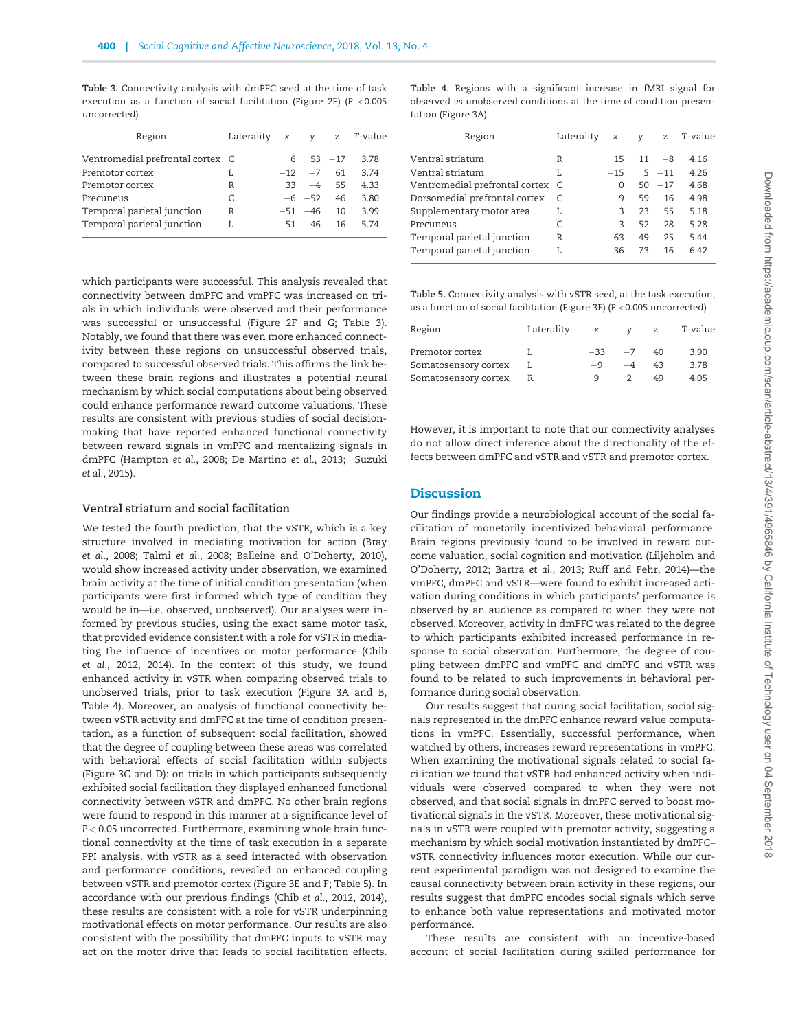**Table 3.** Connectivity analysis with dmPFC seed at the time of task execution as a function of social facilitation (Figure 2F) ($P < 0.005$ uncorrected)

| Region | Laterality | x | y | z | T-value |
|---|---|---|---|---|---|
| Ventromedial prefrontal cortex | C | 6 | 53 | −17 | 3.78 |
| Premotor cortex | L | −12 | −7 | 61 | 3.74 |
| Premotor cortex | R | 33 | −4 | 55 | 4.33 |
| Precuneus | C | −6 | −52 | 46 | 3.80 |
| Temporal parietal junction | R | −51 | −46 | 10 | 3.99 |
| Temporal parietal junction | L | 51 | −46 | 16 | 5.74 |

which participants were successful. This analysis revealed that connectivity between dmPFC and vmPFC was increased on trials in which individuals were observed and their performance was successful or unsuccessful (Figure 2F and G; Table 3). Notably, we found that there was even more enhanced connectivity between these regions on unsuccessful observed trials, compared to successful observed trials. This affirms the link between these brain regions and illustrates a potential neural mechanism by which social computations about being observed could enhance performance reward outcome valuations. These results are consistent with previous studies of social decision-making that have reported enhanced functional connectivity between reward signals in vmPFC and mentalizing signals in dmPFC (Hampton *et al.*, 2008; De Martino *et al.*, 2013; Suzuki *et al.*, 2015).

### Ventral striatum and social facilitation

We tested the fourth prediction, that the vSTR, which is a key structure involved in mediating motivation for action (Bray *et al.*, 2008; Talmi *et al.*, 2008; Balleine and O'Doherty, 2010), would show increased activity under observation, we examined brain activity at the time of initial condition presentation (when participants were first informed which type of condition they would be in—i.e. observed, unobserved). Our analyses were informed by previous studies, using the exact same motor task, that provided evidence consistent with a role for vSTR in mediating the influence of incentives on motor performance (Chib *et al.*, 2012, 2014). In the context of this study, we found enhanced activity in vSTR when comparing observed trials to unobserved trials, prior to task execution (Figure 3A and B, Table 4). Moreover, an analysis of functional connectivity between vSTR activity and dmPFC at the time of condition presentation, as a function of subsequent social facilitation, showed that the degree of coupling between these areas was correlated with behavioral effects of social facilitation within subjects (Figure 3C and D): on trials in which participants subsequently exhibited social facilitation they displayed enhanced functional connectivity between vSTR and dmPFC. No other brain regions were found to respond in this manner at a significance level of $P < 0.05$ uncorrected. Furthermore, examining whole brain functional connectivity at the time of task execution in a separate PPI analysis, with vSTR as a seed interacted with observation and performance conditions, revealed an enhanced coupling between vSTR and premotor cortex (Figure 3E and F; Table 5). In accordance with our previous findings (Chib *et al.*, 2012, 2014), these results are consistent with a role for vSTR underpinning motivational effects on motor performance. Our results are also consistent with the possibility that dmPFC inputs to vSTR may act on the motor drive that leads to social facilitation effects.

**Table 4.** Regions with a significant increase in fMRI signal for observed *vs* unobserved conditions at the time of condition presentation (Figure 3A)

| Region | Laterality | x | y | z | T-value |
|---|---|---|---|---|---|
| Ventral striatum | R | 15 | 11 | −8 | 4.16 |
| Ventral striatum | L | −15 | 5 | −11 | 4.26 |
| Ventromedial prefrontal cortex | C | 0 | 50 | −17 | 4.68 |
| Dorsomedial prefrontal cortex | C | 9 | 59 | 16 | 4.98 |
| Supplementary motor area | L | 3 | 23 | 55 | 5.18 |
| Precuneus | C | 3 | −52 | 28 | 5.28 |
| Temporal parietal junction | R | 63 | −49 | 25 | 5.44 |
| Temporal parietal junction | L | −36 | −73 | 16 | 6.42 |

**Table 5.** Connectivity analysis with vSTR seed, at the task execution, as a function of social facilitation (Figure 3E) ($P < 0.005$ uncorrected)

| Region | Laterality | x | y | z | T-value |
|---|---|---|---|---|---|
| Premotor cortex | L | −33 | −7 | 40 | 3.90 |
| Somatosensory cortex | L | −9 | −4 | 43 | 3.78 |
| Somatosensory cortex | R | 9 | 2 | 49 | 4.05 |

However, it is important to note that our connectivity analyses do not allow direct inference about the directionality of the effects between dmPFC and vSTR and premotor cortex.

## Discussion

Our findings provide a neurobiological account of the social facilitation of monetarily incentivized behavioral performance. Brain regions previously found to be involved in reward outcome valuation, social cognition and motivation (Liljeholm and O'Doherty, 2012; Bartra *et al.*, 2013; Ruff and Fehr, 2014)—the vmPFC, dmPFC and vSTR—were found to exhibit increased activation during conditions in which participants' performance is observed by an audience as compared to when they were not observed. Moreover, activity in dmPFC was related to the degree to which participants exhibited increased performance in response to social observation. Furthermore, the degree of coupling between dmPFC and vmPFC and dmPFC and vSTR was found to be related to such improvements in behavioral performance during social observation.

Our results suggest that during social facilitation, social signals represented in the dmPFC enhance reward value computations in vmPFC. Essentially, successful performance, when watched by others, increases reward representations in vmPFC. When examining the motivational signals related to social facilitation we found that vSTR had enhanced activity when individuals were observed compared to when they were not observed, and that social signals in dmPFC served to boost motivational signals in the vSTR. Moreover, these motivational signals in vSTR were coupled with premotor activity, suggesting a mechanism by which social motivation instantiated by dmPFC–vSTR connectivity influences motor execution. While our current experimental paradigm was not designed to examine the causal connectivity between brain activity in these regions, our results suggest that dmPFC encodes social signals which serve to enhance both value representations and motivated motor performance.

These results are consistent with an incentive-based account of social facilitation during skilled performance for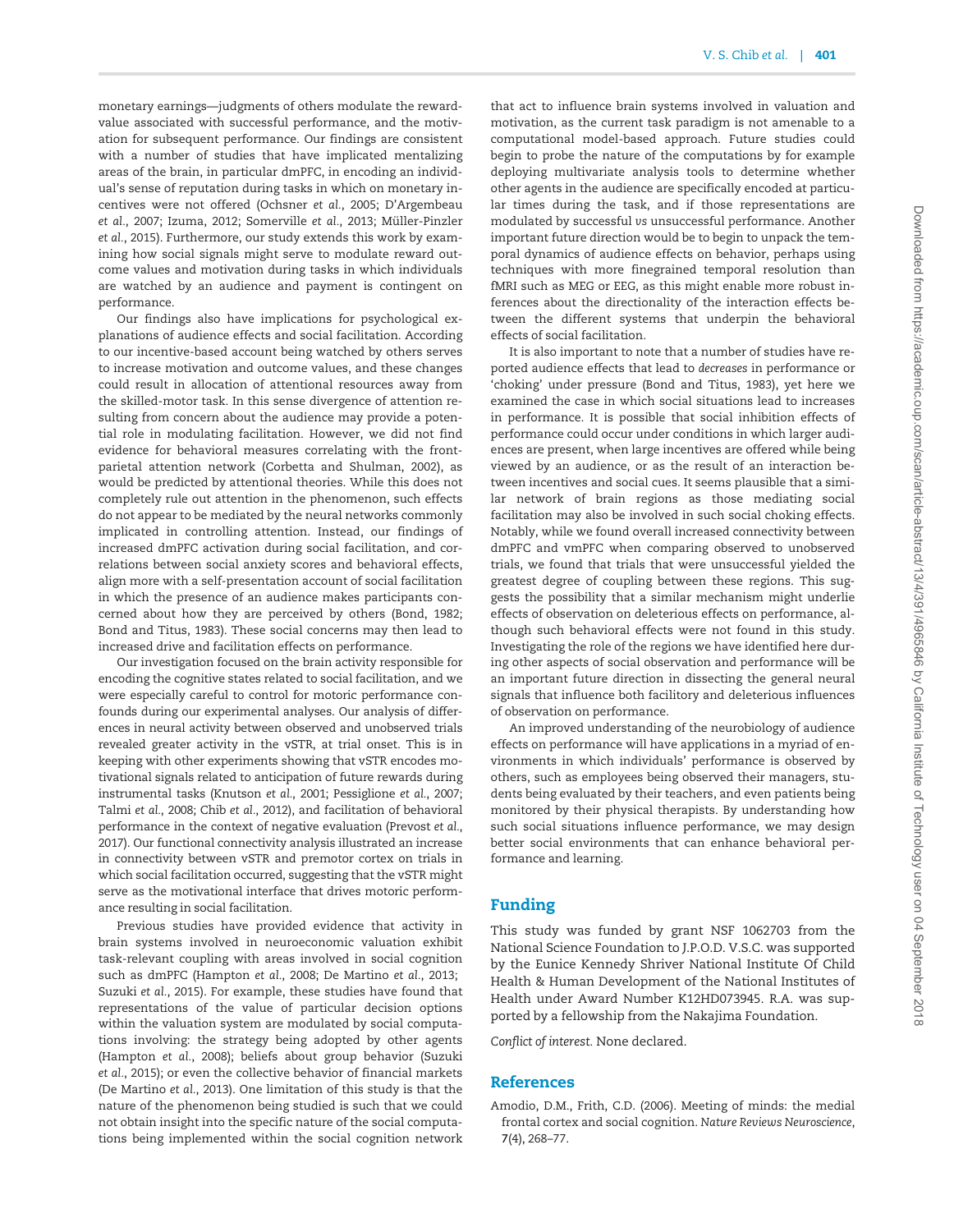monetary earnings—judgments of others modulate the reward-value associated with successful performance, and the motivation for subsequent performance. Our findings are consistent with a number of studies that have implicated mentalizing areas of the brain, in particular dmPFC, in encoding an individual's sense of reputation during tasks in which on monetary incentives were not offered (Ochsner *et al.*, 2005; D'Argembeau *et al.*, 2007; Izuma, 2012; Somerville *et al.*, 2013; Müller-Pinzler *et al.*, 2015). Furthermore, our study extends this work by examining how social signals might serve to modulate reward outcome values and motivation during tasks in which individuals are watched by an audience and payment is contingent on performance.

Our findings also have implications for psychological explanations of audience effects and social facilitation. According to our incentive-based account being watched by others serves to increase motivation and outcome values, and these changes could result in allocation of attentional resources away from the skilled-motor task. In this sense divergence of attention resulting from concern about the audience may provide a potential role in modulating facilitation. However, we did not find evidence for behavioral measures correlating with the front-parietal attention network (Corbetta and Shulman, 2002), as would be predicted by attentional theories. While this does not completely rule out attention in the phenomenon, such effects do not appear to be mediated by the neural networks commonly implicated in controlling attention. Instead, our findings of increased dmPFC activation during social facilitation, and correlations between social anxiety scores and behavioral effects, align more with a self-presentation account of social facilitation in which the presence of an audience makes participants concerned about how they are perceived by others (Bond, 1982; Bond and Titus, 1983). These social concerns may then lead to increased drive and facilitation effects on performance.

Our investigation focused on the brain activity responsible for encoding the cognitive states related to social facilitation, and we were especially careful to control for motoric performance confounds during our experimental analyses. Our analysis of differences in neural activity between observed and unobserved trials revealed greater activity in the vSTR, at trial onset. This is in keeping with other experiments showing that vSTR encodes motivational signals related to anticipation of future rewards during instrumental tasks (Knutson *et al.*, 2001; Pessiglione *et al.*, 2007; Talmi *et al.*, 2008; Chib *et al.*, 2012), and facilitation of behavioral performance in the context of negative evaluation (Prevost *et al.*, 2017). Our functional connectivity analysis illustrated an increase in connectivity between vSTR and premotor cortex on trials in which social facilitation occurred, suggesting that the vSTR might serve as the motivational interface that drives motoric performance resulting in social facilitation.

Previous studies have provided evidence that activity in brain systems involved in neuroeconomic valuation exhibit task-relevant coupling with areas involved in social cognition such as dmPFC (Hampton *et al.*, 2008; De Martino *et al.*, 2013; Suzuki *et al.*, 2015). For example, these studies have found that representations of the value of particular decision options within the valuation system are modulated by social computations involving: the strategy being adopted by other agents (Hampton *et al.*, 2008); beliefs about group behavior (Suzuki *et al.*, 2015); or even the collective behavior of financial markets (De Martino *et al.*, 2013). One limitation of this study is that the nature of the phenomenon being studied is such that we could not obtain insight into the specific nature of the social computations being implemented within the social cognition network that act to influence brain systems involved in valuation and motivation, as the current task paradigm is not amenable to a computational model-based approach. Future studies could begin to probe the nature of the computations by for example deploying multivariate analysis tools to determine whether other agents in the audience are specifically encoded at particular times during the task, and if those representations are modulated by successful *vs* unsuccessful performance. Another important future direction would be to begin to unpack the temporal dynamics of audience effects on behavior, perhaps using techniques with more finegrained temporal resolution than fMRI such as MEG or EEG, as this might enable more robust inferences about the directionality of the interaction effects between the different systems that underpin the behavioral effects of social facilitation.

It is also important to note that a number of studies have reported audience effects that lead to *decreases* in performance or 'choking' under pressure (Bond and Titus, 1983), yet here we examined the case in which social situations lead to increases in performance. It is possible that social inhibition effects of performance could occur under conditions in which larger audiences are present, when large incentives are offered while being viewed by an audience, or as the result of an interaction between incentives and social cues. It seems plausible that a similar network of brain regions as those mediating social facilitation may also be involved in such social choking effects. Notably, while we found overall increased connectivity between dmPFC and vmPFC when comparing observed to unobserved trials, we found that trials that were unsuccessful yielded the greatest degree of coupling between these regions. This suggests the possibility that a similar mechanism might underlie effects of observation on deleterious effects on performance, although such behavioral effects were not found in this study. Investigating the role of the regions we have identified here during other aspects of social observation and performance will be an important future direction in dissecting the general neural signals that influence both facilitory and deleterious influences of observation on performance.

An improved understanding of the neurobiology of audience effects on performance will have applications in a myriad of environments in which individuals' performance is observed by others, such as employees being observed their managers, students being evaluated by their teachers, and even patients being monitored by their physical therapists. By understanding how such social situations influence performance, we may design better social environments that can enhance behavioral performance and learning.

## Funding

This study was funded by grant NSF 1062703 from the National Science Foundation to J.P.O.D. V.S.C. was supported by the Eunice Kennedy Shriver National Institute Of Child Health & Human Development of the National Institutes of Health under Award Number K12HD073945. R.A. was supported by a fellowship from the Nakajima Foundation.

*Conflict of interest.* None declared.

## References

Amodio, D.M., Frith, C.D. (2006). Meeting of minds: the medial frontal cortex and social cognition. *Nature Reviews Neuroscience*, **7**(4), 268–77.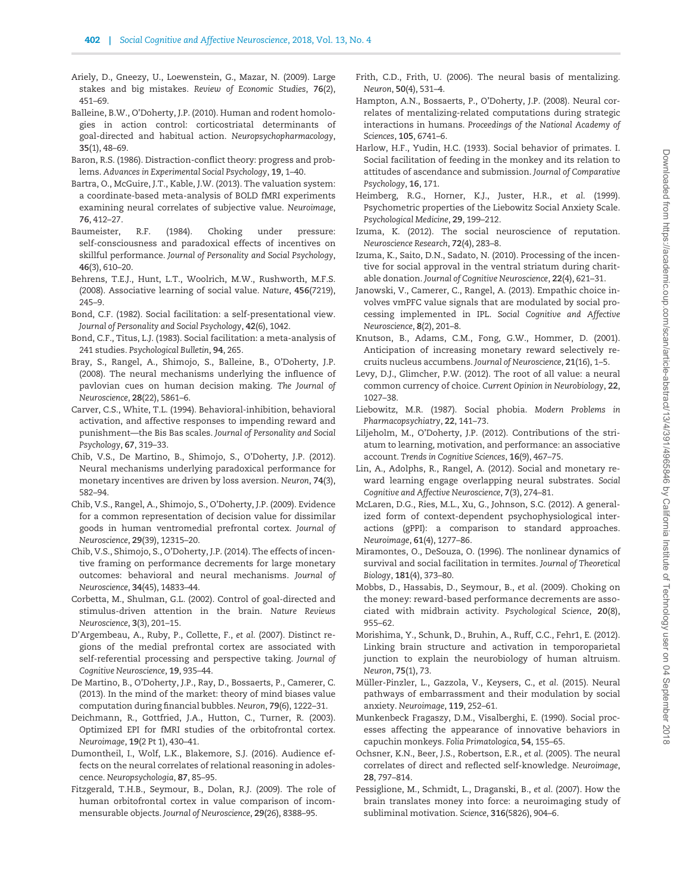Ariely, D., Gneezy, U., Loewenstein, G., Mazar, N. (2009). Large stakes and big mistakes. *Review of Economic Studies*, **76**(2), 451–69.

Balleine, B.W., O'Doherty, J.P. (2010). Human and rodent homologies in action control: corticostriatal determinants of goal-directed and habitual action. *Neuropsychopharmacology*, **35**(1), 48–69.

Baron, R.S. (1986). Distraction-conflict theory: progress and problems. *Advances in Experimental Social Psychology*, **19**, 1–40.

Bartra, O., McGuire, J.T., Kable, J.W. (2013). The valuation system: a coordinate-based meta-analysis of BOLD fMRI experiments examining neural correlates of subjective value. *Neuroimage*, **76**, 412–27.

Baumeister, R.F. (1984). Choking under pressure: self-consciousness and paradoxical effects of incentives on skillful performance. *Journal of Personality and Social Psychology*, **46**(3), 610–20.

Behrens, T.E.J., Hunt, L.T., Woolrich, M.W., Rushworth, M.F.S. (2008). Associative learning of social value. *Nature*, **456**(7219), 245–9.

Bond, C.F. (1982). Social facilitation: a self-presentational view. *Journal of Personality and Social Psychology*, **42**(6), 1042.

Bond, C.F., Titus, L.J. (1983). Social facilitation: a meta-analysis of 241 studies. *Psychological Bulletin*, **94**, 265.

Bray, S., Rangel, A., Shimojo, S., Balleine, B., O'Doherty, J.P. (2008). The neural mechanisms underlying the influence of pavlovian cues on human decision making. *The Journal of Neuroscience*, **28**(22), 5861–6.

Carver, C.S., White, T.L. (1994). Behavioral-inhibition, behavioral activation, and affective responses to impending reward and punishment—the Bis Bas scales. *Journal of Personality and Social Psychology*, **67**, 319–33.

Chib, V.S., De Martino, B., Shimojo, S., O'Doherty, J.P. (2012). Neural mechanisms underlying paradoxical performance for monetary incentives are driven by loss aversion. *Neuron*, **74**(3), 582–94.

Chib, V.S., Rangel, A., Shimojo, S., O'Doherty, J.P. (2009). Evidence for a common representation of decision value for dissimilar goods in human ventromedial prefrontal cortex. *Journal of Neuroscience*, **29**(39), 12315–20.

Chib, V.S., Shimojo, S., O'Doherty, J.P. (2014). The effects of incentive framing on performance decrements for large monetary outcomes: behavioral and neural mechanisms. *Journal of Neuroscience*, **34**(45), 14833–44.

Corbetta, M., Shulman, G.L. (2002). Control of goal-directed and stimulus-driven attention in the brain. *Nature Reviews Neuroscience*, **3**(3), 201–15.

D'Argembeau, A., Ruby, P., Collette, F., *et al.* (2007). Distinct regions of the medial prefrontal cortex are associated with self-referential processing and perspective taking. *Journal of Cognitive Neuroscience*, **19**, 935–44.

De Martino, B., O'Doherty, J.P., Ray, D., Bossaerts, P., Camerer, C. (2013). In the mind of the market: theory of mind biases value computation during financial bubbles. *Neuron*, **79**(6), 1222–31.

Deichmann, R., Gottfried, J.A., Hutton, C., Turner, R. (2003). Optimized EPI for fMRI studies of the orbitofrontal cortex. *Neuroimage*, **19**(2 Pt 1), 430–41.

Dumontheil, I., Wolf, L.K., Blakemore, S.J. (2016). Audience effects on the neural correlates of relational reasoning in adolescence. *Neuropsychologia*, **87**, 85–95.

Fitzgerald, T.H.B., Seymour, B., Dolan, R.J. (2009). The role of human orbitofrontal cortex in value comparison of incommensurable objects. *Journal of Neuroscience*, **29**(26), 8388–95.

Frith, C.D., Frith, U. (2006). The neural basis of mentalizing. *Neuron*, **50**(4), 531–4.

Hampton, A.N., Bossaerts, P., O'Doherty, J.P. (2008). Neural correlates of mentalizing-related computations during strategic interactions in humans. *Proceedings of the National Academy of Sciences*, **105**, 6741–6.

Harlow, H.F., Yudin, H.C. (1933). Social behavior of primates. I. Social facilitation of feeding in the monkey and its relation to attitudes of ascendance and submission. *Journal of Comparative Psychology*, **16**, 171.

Heimberg, R.G., Horner, K.J., Juster, H.R., *et al.* (1999). Psychometric properties of the Liebowitz Social Anxiety Scale. *Psychological Medicine*, **29**, 199–212.

Izuma, K. (2012). The social neuroscience of reputation. *Neuroscience Research*, **72**(4), 283–8.

Izuma, K., Saito, D.N., Sadato, N. (2010). Processing of the incentive for social approval in the ventral striatum during charitable donation. *Journal of Cognitive Neuroscience*, **22**(4), 621–31.

Janowski, V., Camerer, C., Rangel, A. (2013). Empathic choice involves vmPFC value signals that are modulated by social processing implemented in IPL. *Social Cognitive and Affective Neuroscience*, **8**(2), 201–8.

Knutson, B., Adams, C.M., Fong, G.W., Hommer, D. (2001). Anticipation of increasing monetary reward selectively recruits nucleus accumbens. *Journal of Neuroscience*, **21**(16), 1–5.

Levy, D.J., Glimcher, P.W. (2012). The root of all value: a neural common currency of choice. *Current Opinion in Neurobiology*, **22**, 1027–38.

Liebowitz, M.R. (1987). Social phobia. *Modern Problems in Pharmacopsychiatry*, **22**, 141–73.

Liljeholm, M., O'Doherty, J.P. (2012). Contributions of the striatum to learning, motivation, and performance: an associative account. *Trends in Cognitive Sciences*, **16**(9), 467–75.

Lin, A., Adolphs, R., Rangel, A. (2012). Social and monetary reward learning engage overlapping neural substrates. *Social Cognitive and Affective Neuroscience*, **7**(3), 274–81.

McLaren, D.G., Ries, M.L., Xu, G., Johnson, S.C. (2012). A generalized form of context-dependent psychophysiological interactions (gPPI): a comparison to standard approaches. *Neuroimage*, **61**(4), 1277–86.

Miramontes, O., DeSouza, O. (1996). The nonlinear dynamics of survival and social facilitation in termites. *Journal of Theoretical Biology*, **181**(4), 373–80.

Mobbs, D., Hassabis, D., Seymour, B., *et al.* (2009). Choking on the money: reward-based performance decrements are associated with midbrain activity. *Psychological Science*, **20**(8), 955–62.

Morishima, Y., Schunk, D., Bruhin, A., Ruff, C.C., Fehr1, E. (2012). Linking brain structure and activation in temporoparietal junction to explain the neurobiology of human altruism. *Neuron*, **75**(1), 73.

Müller-Pinzler, L., Gazzola, V., Keysers, C., *et al.* (2015). Neural pathways of embarrassment and their modulation by social anxiety. *Neuroimage*, **119**, 252–61.

Munkenbeck Fragaszy, D.M., Visalberghi, E. (1990). Social processes affecting the appearance of innovative behaviors in capuchin monkeys. *Folia Primatologica*, **54**, 155–65.

Ochsner, K.N., Beer, J.S., Robertson, E.R., *et al.* (2005). The neural correlates of direct and reflected self-knowledge. *Neuroimage*, **28**, 797–814.

Pessiglione, M., Schmidt, L., Draganski, B., *et al.* (2007). How the brain translates money into force: a neuroimaging study of subliminal motivation. *Science*, **316**(5826), 904–6.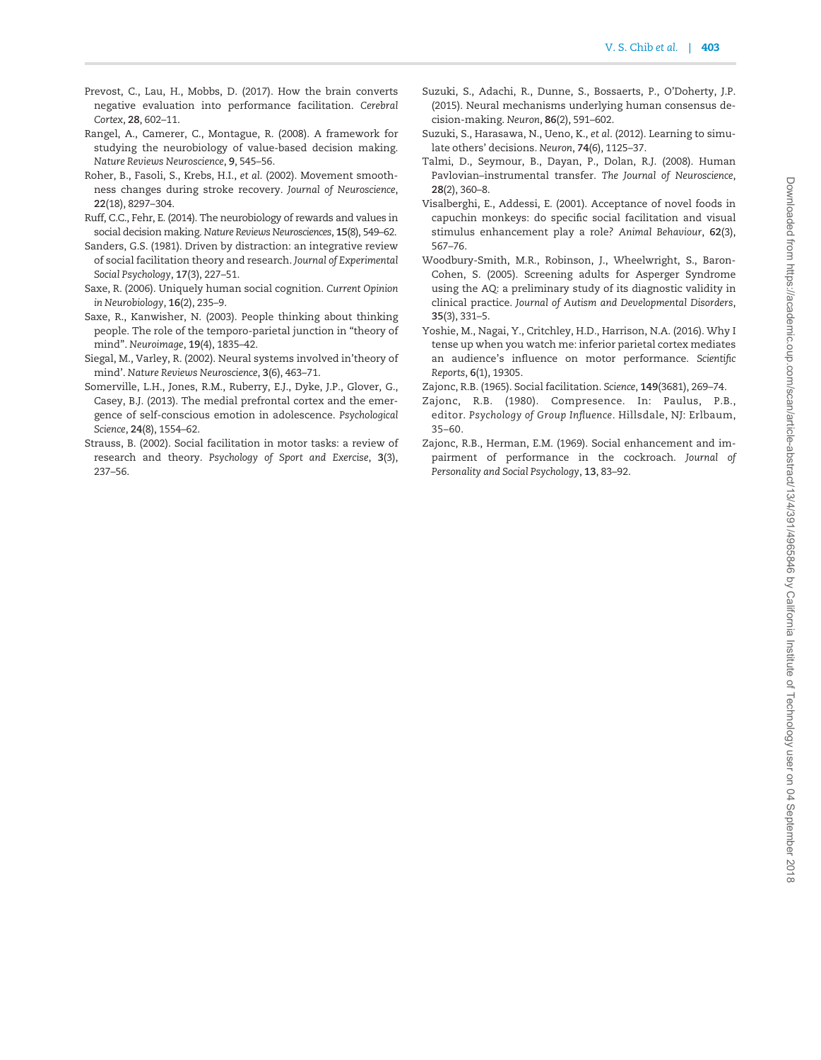Prevost, C., Lau, H., Mobbs, D. (2017). How the brain converts negative evaluation into performance facilitation. *Cerebral Cortex*, **28**, 602–11.

Rangel, A., Camerer, C., Montague, R. (2008). A framework for studying the neurobiology of value-based decision making. *Nature Reviews Neuroscience*, **9**, 545–56.

Roher, B., Fasoli, S., Krebs, H.I., *et al.* (2002). Movement smoothness changes during stroke recovery. *Journal of Neuroscience*, **22**(18), 8297–304.

Ruff, C.C., Fehr, E. (2014). The neurobiology of rewards and values in social decision making. *Nature Reviews Neurosciences*, **15**(8), 549–62.

Sanders, G.S. (1981). Driven by distraction: an integrative review of social facilitation theory and research. *Journal of Experimental Social Psychology*, **17**(3), 227–51.

Saxe, R. (2006). Uniquely human social cognition. *Current Opinion in Neurobiology*, **16**(2), 235–9.

Saxe, R., Kanwisher, N. (2003). People thinking about thinking people. The role of the temporo-parietal junction in "theory of mind". *Neuroimage*, **19**(4), 1835–42.

Siegal, M., Varley, R. (2002). Neural systems involved in'theory of mind'. *Nature Reviews Neuroscience*, **3**(6), 463–71.

Somerville, L.H., Jones, R.M., Ruberry, E.J., Dyke, J.P., Glover, G., Casey, B.J. (2013). The medial prefrontal cortex and the emergence of self-conscious emotion in adolescence. *Psychological Science*, **24**(8), 1554–62.

Strauss, B. (2002). Social facilitation in motor tasks: a review of research and theory. *Psychology of Sport and Exercise*, **3**(3), 237–56.

Suzuki, S., Adachi, R., Dunne, S., Bossaerts, P., O'Doherty, J.P. (2015). Neural mechanisms underlying human consensus decision-making. *Neuron*, **86**(2), 591–602.

Suzuki, S., Harasawa, N., Ueno, K., *et al.* (2012). Learning to simulate others' decisions. *Neuron*, **74**(6), 1125–37.

Talmi, D., Seymour, B., Dayan, P., Dolan, R.J. (2008). Human Pavlovian–instrumental transfer. *The Journal of Neuroscience*, **28**(2), 360–8.

Visalberghi, E., Addessi, E. (2001). Acceptance of novel foods in capuchin monkeys: do specific social facilitation and visual stimulus enhancement play a role? *Animal Behaviour*, **62**(3), 567–76.

Woodbury-Smith, M.R., Robinson, J., Wheelwright, S., Baron-Cohen, S. (2005). Screening adults for Asperger Syndrome using the AQ: a preliminary study of its diagnostic validity in clinical practice. *Journal of Autism and Developmental Disorders*, **35**(3), 331–5.

Yoshie, M., Nagai, Y., Critchley, H.D., Harrison, N.A. (2016). Why I tense up when you watch me: inferior parietal cortex mediates an audience's influence on motor performance. *Scientific Reports*, **6**(1), 19305.

Zajonc, R.B. (1965). Social facilitation. *Science*, **149**(3681), 269–74.

Zajonc, R.B. (1980). Compresence. In: Paulus, P.B., editor. *Psychology of Group Influence*. Hillsdale, NJ: Erlbaum, 35–60.

Zajonc, R.B., Herman, E.M. (1969). Social enhancement and impairment of performance in the cockroach. *Journal of Personality and Social Psychology*, **13**, 83–92.